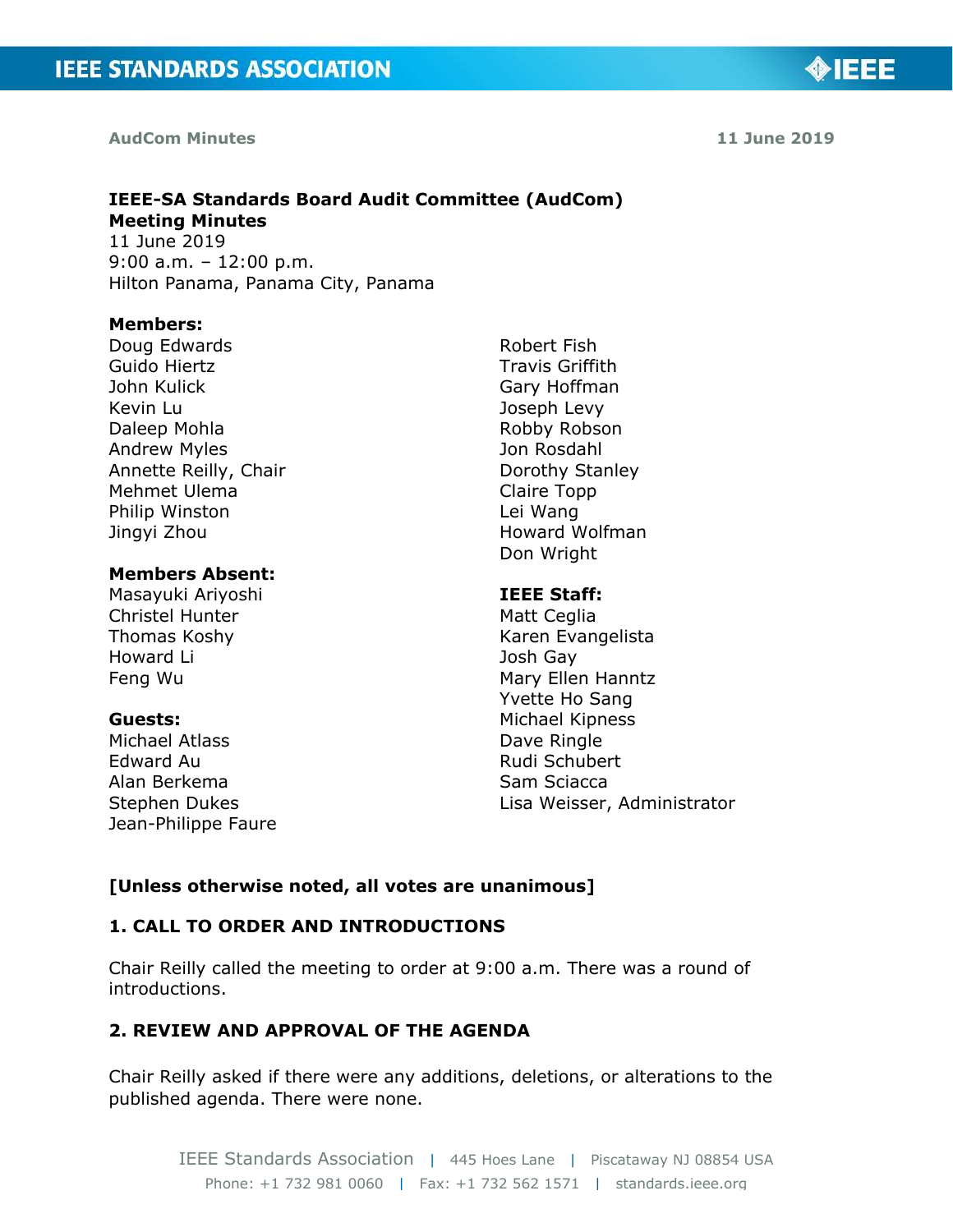**AudCom Minutes** **11 June 2019**

**IEEE-SA Standards Board Audit Committee (AudCom)**
**Meeting Minutes**
11 June 2019
9:00 a.m. – 12:00 p.m.
Hilton Panama, Panama City, Panama

**Members:**
Doug Edwards
Guido Hiertz
John Kulick
Kevin Lu
Daleep Mohla
Andrew Myles
Annette Reilly, Chair
Mehmet Ulema
Philip Winston
Jingyi Zhou
Robert Fish
Travis Griffith
Gary Hoffman
Joseph Levy
Robby Robson
Jon Rosdahl
Dorothy Stanley
Claire Topp
Lei Wang
Howard Wolfman
Don Wright

**Members Absent:**
Masayuki Ariyoshi
Christel Hunter
Thomas Koshy
Howard Li
Feng Wu

**Guests:**
Michael Atlass
Edward Au
Alan Berkema
Stephen Dukes
Jean-Philippe Faure

**IEEE Staff:**
Matt Ceglia
Karen Evangelista
Josh Gay
Mary Ellen Hanntz
Yvette Ho Sang
Michael Kipness
Dave Ringle
Rudi Schubert
Sam Sciacca
Lisa Weisser, Administrator

**[Unless otherwise noted, all votes are unanimous]**

## 1. CALL TO ORDER AND INTRODUCTIONS

Chair Reilly called the meeting to order at 9:00 a.m. There was a round of introductions.

## 2. REVIEW AND APPROVAL OF THE AGENDA

Chair Reilly asked if there were any additions, deletions, or alterations to the published agenda. There were none.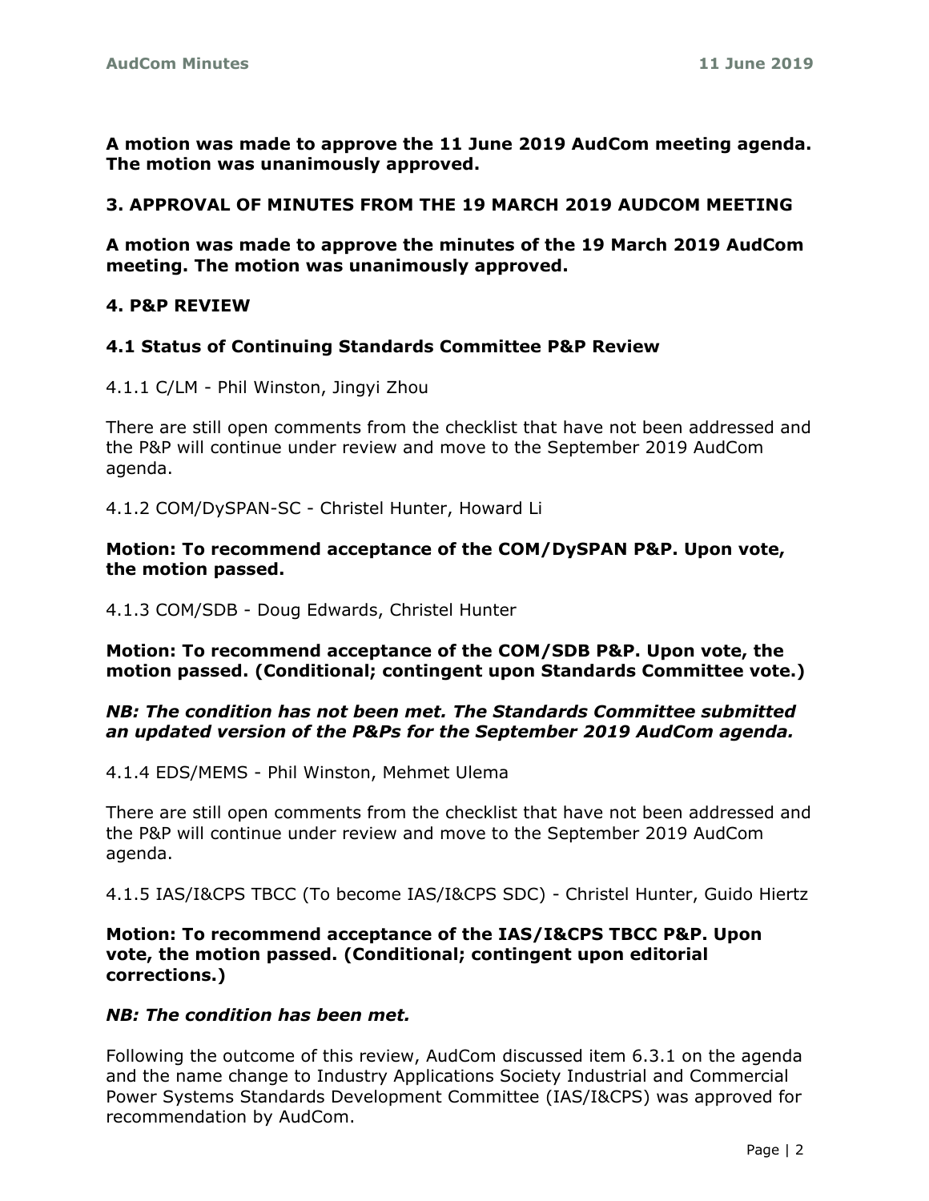**A motion was made to approve the 11 June 2019 AudCom meeting agenda. The motion was unanimously approved.**

## 3. APPROVAL OF MINUTES FROM THE 19 MARCH 2019 AUDCOM MEETING

**A motion was made to approve the minutes of the 19 March 2019 AudCom meeting. The motion was unanimously approved.**

## 4. P&P REVIEW

### 4.1 Status of Continuing Standards Committee P&P Review

4.1.1 C/LM - Phil Winston, Jingyi Zhou

There are still open comments from the checklist that have not been addressed and the P&P will continue under review and move to the September 2019 AudCom agenda.

4.1.2 COM/DySPAN-SC - Christel Hunter, Howard Li

**Motion: To recommend acceptance of the COM/DySPAN P&P. Upon vote, the motion passed.**

4.1.3 COM/SDB - Doug Edwards, Christel Hunter

**Motion: To recommend acceptance of the COM/SDB P&P. Upon vote, the motion passed. (Conditional; contingent upon Standards Committee vote.)**

***NB: The condition has not been met. The Standards Committee submitted an updated version of the P&Ps for the September 2019 AudCom agenda.***

4.1.4 EDS/MEMS - Phil Winston, Mehmet Ulema

There are still open comments from the checklist that have not been addressed and the P&P will continue under review and move to the September 2019 AudCom agenda.

4.1.5 IAS/I&CPS TBCC (To become IAS/I&CPS SDC) - Christel Hunter, Guido Hiertz

**Motion: To recommend acceptance of the IAS/I&CPS TBCC P&P. Upon vote, the motion passed. (Conditional; contingent upon editorial corrections.)**

***NB: The condition has been met.***

Following the outcome of this review, AudCom discussed item 6.3.1 on the agenda and the name change to Industry Applications Society Industrial and Commercial Power Systems Standards Development Committee (IAS/I&CPS) was approved for recommendation by AudCom.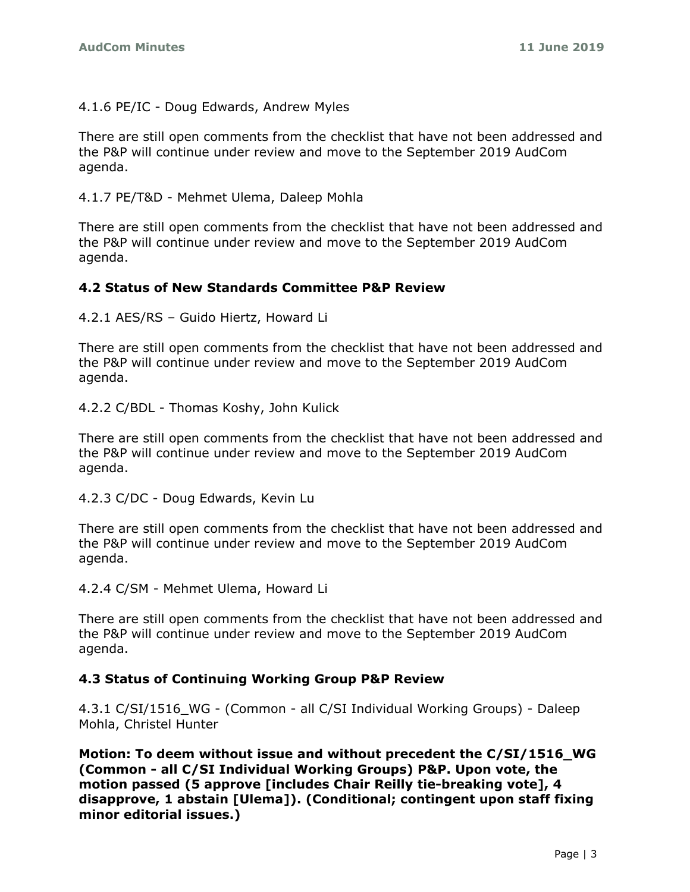4.1.6 PE/IC - Doug Edwards, Andrew Myles

There are still open comments from the checklist that have not been addressed and the P&P will continue under review and move to the September 2019 AudCom agenda.

4.1.7 PE/T&D - Mehmet Ulema, Daleep Mohla

There are still open comments from the checklist that have not been addressed and the P&P will continue under review and move to the September 2019 AudCom agenda.

### 4.2 Status of New Standards Committee P&P Review

4.2.1 AES/RS – Guido Hiertz, Howard Li

There are still open comments from the checklist that have not been addressed and the P&P will continue under review and move to the September 2019 AudCom agenda.

4.2.2 C/BDL - Thomas Koshy, John Kulick

There are still open comments from the checklist that have not been addressed and the P&P will continue under review and move to the September 2019 AudCom agenda.

4.2.3 C/DC - Doug Edwards, Kevin Lu

There are still open comments from the checklist that have not been addressed and the P&P will continue under review and move to the September 2019 AudCom agenda.

4.2.4 C/SM - Mehmet Ulema, Howard Li

There are still open comments from the checklist that have not been addressed and the P&P will continue under review and move to the September 2019 AudCom agenda.

### 4.3 Status of Continuing Working Group P&P Review

4.3.1 C/SI/1516_WG - (Common - all C/SI Individual Working Groups) - Daleep Mohla, Christel Hunter

**Motion: To deem without issue and without precedent the C/SI/1516_WG (Common - all C/SI Individual Working Groups) P&P. Upon vote, the motion passed (5 approve [includes Chair Reilly tie-breaking vote], 4 disapprove, 1 abstain [Ulema]). (Conditional; contingent upon staff fixing minor editorial issues.)**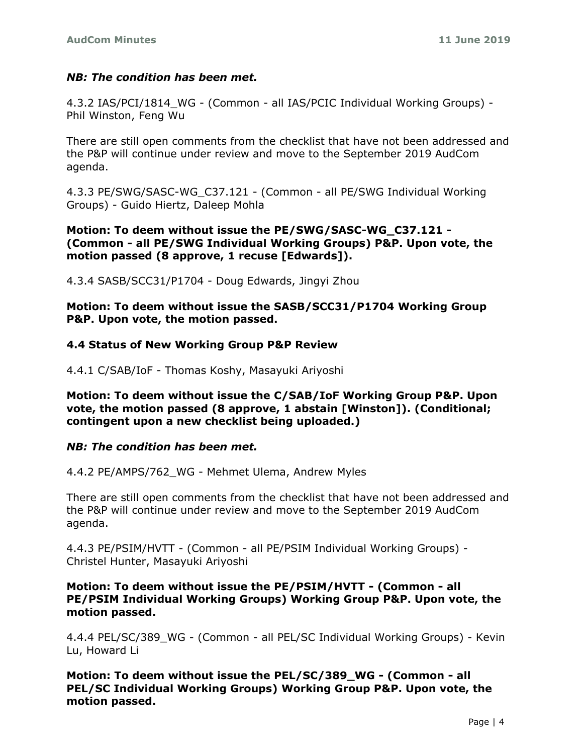***NB: The condition has been met.***

4.3.2 IAS/PCI/1814_WG - (Common - all IAS/PCIC Individual Working Groups) - Phil Winston, Feng Wu

There are still open comments from the checklist that have not been addressed and the P&P will continue under review and move to the September 2019 AudCom agenda.

4.3.3 PE/SWG/SASC-WG_C37.121 - (Common - all PE/SWG Individual Working Groups) - Guido Hiertz, Daleep Mohla

**Motion: To deem without issue the PE/SWG/SASC-WG_C37.121 - (Common - all PE/SWG Individual Working Groups) P&P. Upon vote, the motion passed (8 approve, 1 recuse [Edwards]).**

4.3.4 SASB/SCC31/P1704 - Doug Edwards, Jingyi Zhou

**Motion: To deem without issue the SASB/SCC31/P1704 Working Group P&P. Upon vote, the motion passed.**

### 4.4 Status of New Working Group P&P Review

4.4.1 C/SAB/IoF - Thomas Koshy, Masayuki Ariyoshi

**Motion: To deem without issue the C/SAB/IoF Working Group P&P. Upon vote, the motion passed (8 approve, 1 abstain [Winston]). (Conditional; contingent upon a new checklist being uploaded.)**

***NB: The condition has been met.***

4.4.2 PE/AMPS/762_WG - Mehmet Ulema, Andrew Myles

There are still open comments from the checklist that have not been addressed and the P&P will continue under review and move to the September 2019 AudCom agenda.

4.4.3 PE/PSIM/HVTT - (Common - all PE/PSIM Individual Working Groups) - Christel Hunter, Masayuki Ariyoshi

**Motion: To deem without issue the PE/PSIM/HVTT - (Common - all PE/PSIM Individual Working Groups) Working Group P&P. Upon vote, the motion passed.**

4.4.4 PEL/SC/389_WG - (Common - all PEL/SC Individual Working Groups) - Kevin Lu, Howard Li

**Motion: To deem without issue the PEL/SC/389_WG - (Common - all PEL/SC Individual Working Groups) Working Group P&P. Upon vote, the motion passed.**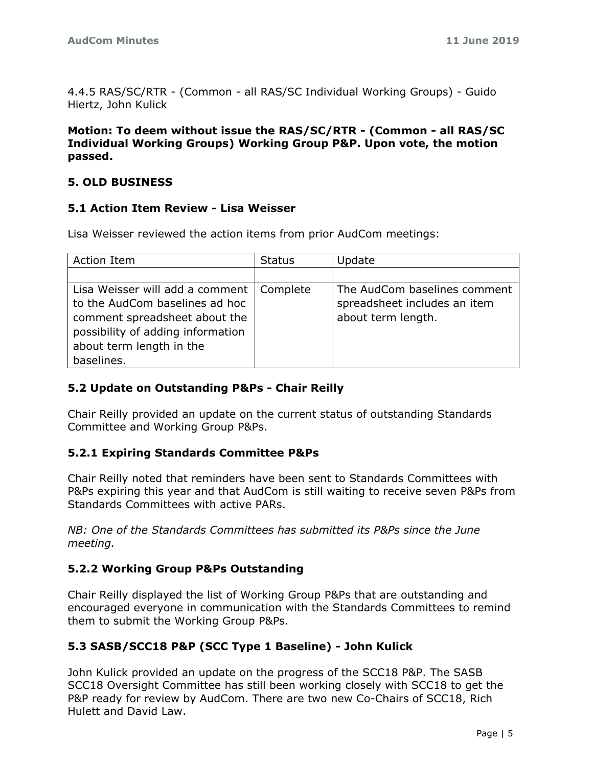4.4.5 RAS/SC/RTR - (Common - all RAS/SC Individual Working Groups) - Guido Hiertz, John Kulick

**Motion: To deem without issue the RAS/SC/RTR - (Common - all RAS/SC Individual Working Groups) Working Group P&P. Upon vote, the motion passed.**

## 5. OLD BUSINESS

### 5.1 Action Item Review - Lisa Weisser

Lisa Weisser reviewed the action items from prior AudCom meetings:

| Action Item | Status | Update |
|---|---|---|
| | | |
| Lisa Weisser will add a comment to the AudCom baselines ad hoc comment spreadsheet about the possibility of adding information about term length in the baselines. | Complete | The AudCom baselines comment spreadsheet includes an item about term length. |

### 5.2 Update on Outstanding P&Ps - Chair Reilly

Chair Reilly provided an update on the current status of outstanding Standards Committee and Working Group P&Ps.

#### 5.2.1 Expiring Standards Committee P&Ps

Chair Reilly noted that reminders have been sent to Standards Committees with P&Ps expiring this year and that AudCom is still waiting to receive seven P&Ps from Standards Committees with active PARs.

*NB: One of the Standards Committees has submitted its P&Ps since the June meeting.*

#### 5.2.2 Working Group P&Ps Outstanding

Chair Reilly displayed the list of Working Group P&Ps that are outstanding and encouraged everyone in communication with the Standards Committees to remind them to submit the Working Group P&Ps.

### 5.3 SASB/SCC18 P&P (SCC Type 1 Baseline) - John Kulick

John Kulick provided an update on the progress of the SCC18 P&P. The SASB SCC18 Oversight Committee has still been working closely with SCC18 to get the P&P ready for review by AudCom. There are two new Co-Chairs of SCC18, Rich Hulett and David Law.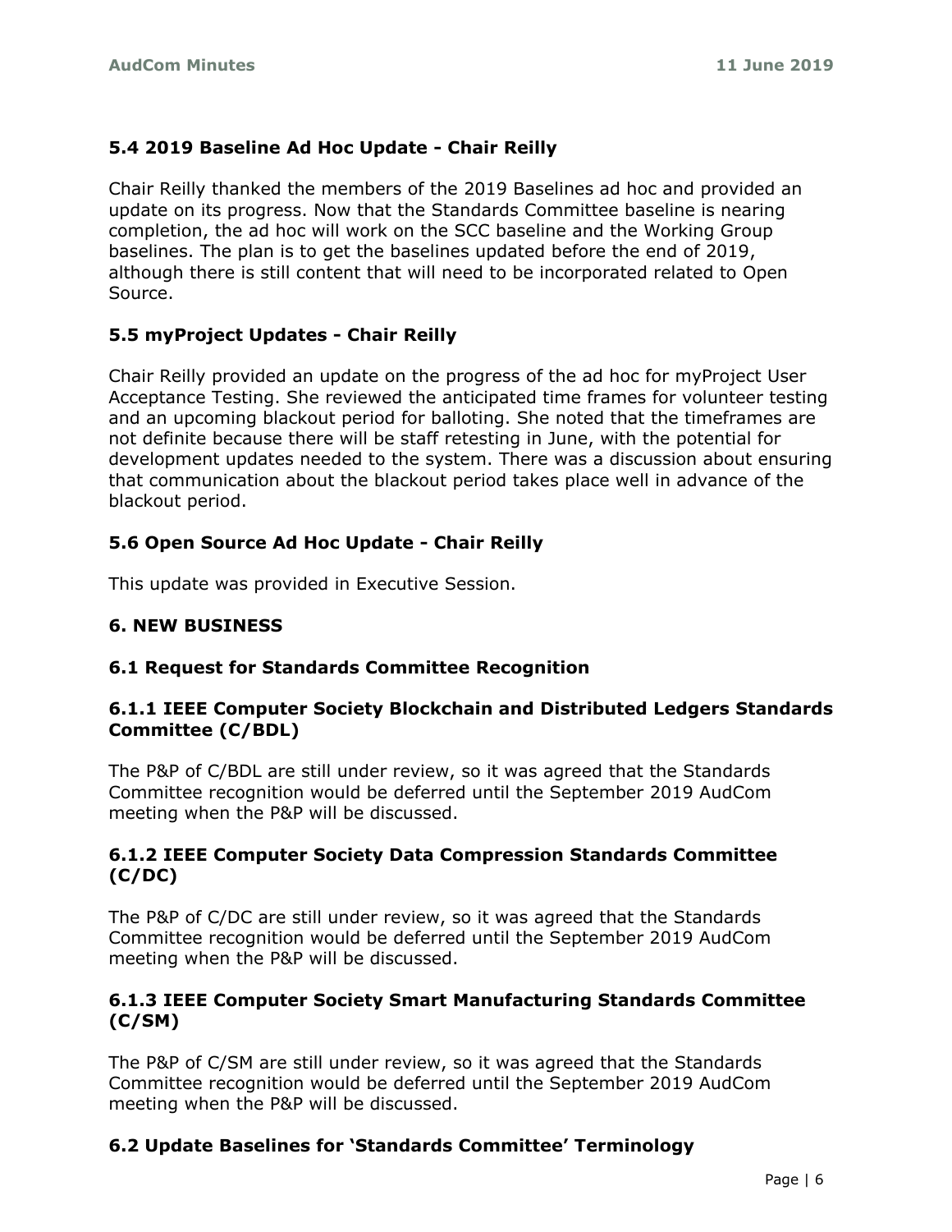### 5.4 2019 Baseline Ad Hoc Update - Chair Reilly

Chair Reilly thanked the members of the 2019 Baselines ad hoc and provided an update on its progress. Now that the Standards Committee baseline is nearing completion, the ad hoc will work on the SCC baseline and the Working Group baselines. The plan is to get the baselines updated before the end of 2019, although there is still content that will need to be incorporated related to Open Source.

### 5.5 myProject Updates - Chair Reilly

Chair Reilly provided an update on the progress of the ad hoc for myProject User Acceptance Testing. She reviewed the anticipated time frames for volunteer testing and an upcoming blackout period for balloting. She noted that the timeframes are not definite because there will be staff retesting in June, with the potential for development updates needed to the system. There was a discussion about ensuring that communication about the blackout period takes place well in advance of the blackout period.

### 5.6 Open Source Ad Hoc Update - Chair Reilly

This update was provided in Executive Session.

## 6. NEW BUSINESS

### 6.1 Request for Standards Committee Recognition

#### 6.1.1 IEEE Computer Society Blockchain and Distributed Ledgers Standards Committee (C/BDL)

The P&P of C/BDL are still under review, so it was agreed that the Standards Committee recognition would be deferred until the September 2019 AudCom meeting when the P&P will be discussed.

#### 6.1.2 IEEE Computer Society Data Compression Standards Committee (C/DC)

The P&P of C/DC are still under review, so it was agreed that the Standards Committee recognition would be deferred until the September 2019 AudCom meeting when the P&P will be discussed.

#### 6.1.3 IEEE Computer Society Smart Manufacturing Standards Committee (C/SM)

The P&P of C/SM are still under review, so it was agreed that the Standards Committee recognition would be deferred until the September 2019 AudCom meeting when the P&P will be discussed.

### 6.2 Update Baselines for 'Standards Committee' Terminology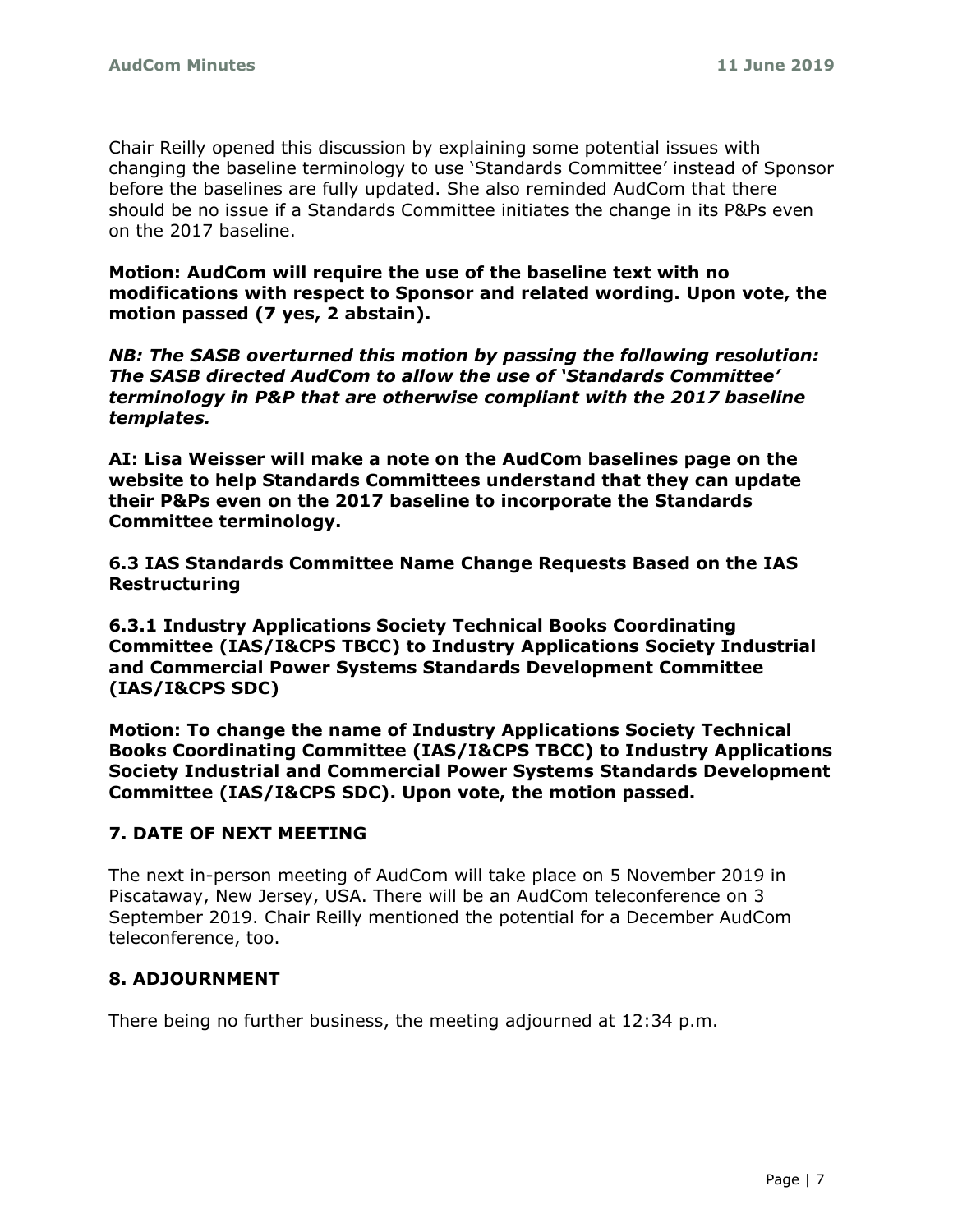Chair Reilly opened this discussion by explaining some potential issues with changing the baseline terminology to use 'Standards Committee' instead of Sponsor before the baselines are fully updated. She also reminded AudCom that there should be no issue if a Standards Committee initiates the change in its P&Ps even on the 2017 baseline.

**Motion: AudCom will require the use of the baseline text with no modifications with respect to Sponsor and related wording. Upon vote, the motion passed (7 yes, 2 abstain).**

***NB: The SASB overturned this motion by passing the following resolution: The SASB directed AudCom to allow the use of 'Standards Committee' terminology in P&P that are otherwise compliant with the 2017 baseline templates.***

**AI: Lisa Weisser will make a note on the AudCom baselines page on the website to help Standards Committees understand that they can update their P&Ps even on the 2017 baseline to incorporate the Standards Committee terminology.**

### 6.3 IAS Standards Committee Name Change Requests Based on the IAS Restructuring

#### 6.3.1 Industry Applications Society Technical Books Coordinating Committee (IAS/I&CPS TBCC) to Industry Applications Society Industrial and Commercial Power Systems Standards Development Committee (IAS/I&CPS SDC)

**Motion: To change the name of Industry Applications Society Technical Books Coordinating Committee (IAS/I&CPS TBCC) to Industry Applications Society Industrial and Commercial Power Systems Standards Development Committee (IAS/I&CPS SDC). Upon vote, the motion passed.**

## 7. DATE OF NEXT MEETING

The next in-person meeting of AudCom will take place on 5 November 2019 in Piscataway, New Jersey, USA. There will be an AudCom teleconference on 3 September 2019. Chair Reilly mentioned the potential for a December AudCom teleconference, too.

## 8. ADJOURNMENT

There being no further business, the meeting adjourned at 12:34 p.m.